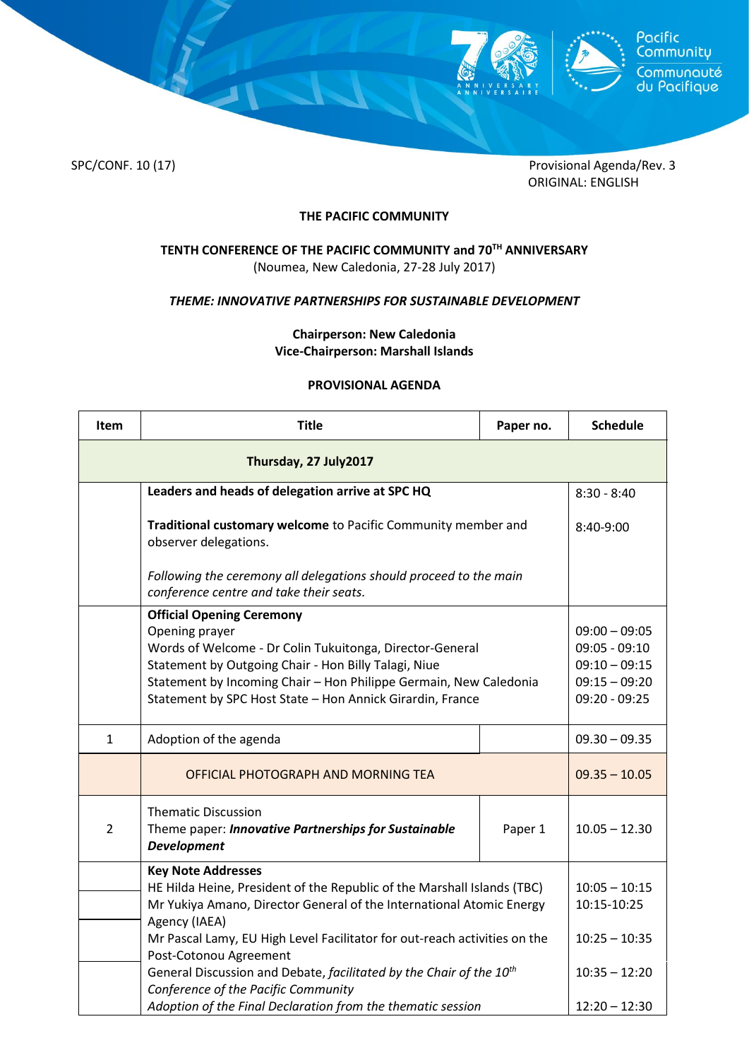SPC/CONF. 10 (17)

Provisional Agenda/Rev. 3
ORIGINAL: ENGLISH

**THE PACIFIC COMMUNITY**

**TENTH CONFERENCE OF THE PACIFIC COMMUNITY and 70TH ANNIVERSARY**
(Noumea, New Caledonia, 27-28 July 2017)

***THEME: INNOVATIVE PARTNERSHIPS FOR SUSTAINABLE DEVELOPMENT***

**Chairperson: New Caledonia**
**Vice-Chairperson: Marshall Islands**

**PROVISIONAL AGENDA**

| Item | Title | Paper no. | Schedule |
|---|---|---|---|
| | **Thursday, 27 July2017** | | |
| | **Leaders and heads of delegation arrive at SPC HQ** | | 8:30 - 8:40 |
| | **Traditional customary welcome** to Pacific Community member and observer delegations.<br><br>*Following the ceremony all delegations should proceed to the main conference centre and take their seats.* | | 8:40-9:00 |
| | **Official Opening Ceremony**<br>Opening prayer<br>Words of Welcome - Dr Colin Tukuitonga, Director-General<br>Statement by Outgoing Chair - Hon Billy Talagi, Niue<br>Statement by Incoming Chair – Hon Philippe Germain, New Caledonia<br>Statement by SPC Host State – Hon Annick Girardin, France | | <br>09:00 – 09:05<br>09:05 - 09:10<br>09:10 – 09:15<br>09:15 – 09:20<br>09:20 - 09.25 |
| 1 | Adoption of the agenda | | 09.30 – 09.35 |
| | OFFICIAL PHOTOGRAPH AND MORNING TEA | | 09.35 – 10.05 |
| 2 | Thematic Discussion<br>Theme paper: ***Innovative Partnerships for Sustainable Development*** | Paper 1 | 10.05 – 12.30 |
| | **Key Note Addresses** | | |
| | HE Hilda Heine, President of the Republic of the Marshall Islands (TBC) | | 10:05 – 10:15 |
| | Mr Yukiya Amano, Director General of the International Atomic Energy Agency (IAEA) | | 10:15-10:25 |
| | Mr Pascal Lamy, EU High Level Facilitator for out-reach activities on the Post-Cotonou Agreement | | 10:25 – 10:35 |
| | General Discussion and Debate, *facilitated by the Chair of the 10th Conference of the Pacific Community* | | 10:35 – 12:20 |
| | *Adoption of the Final Declaration from the thematic session* | | 12:20 – 12:30 |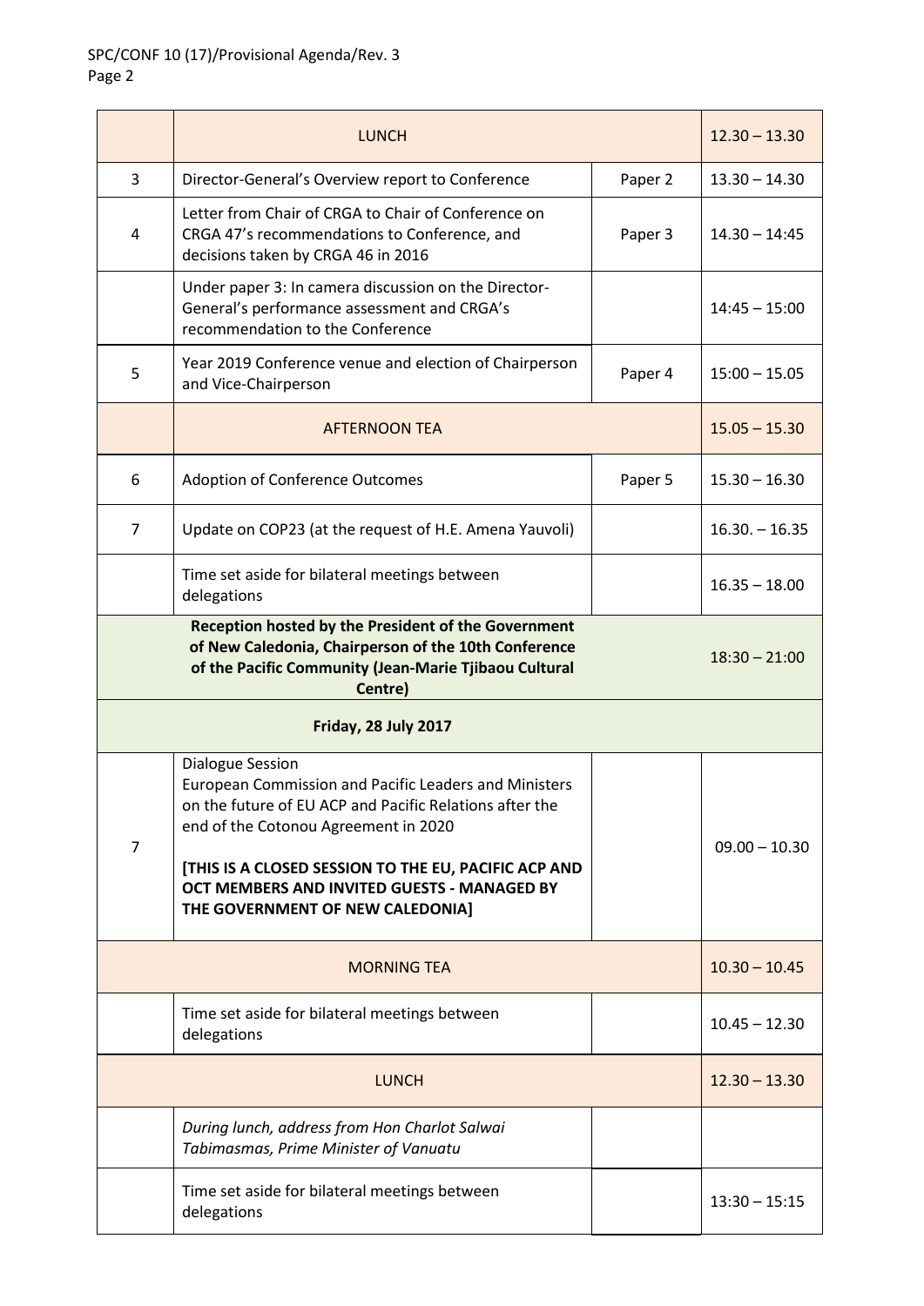| | | | |
|---|---|---|---|
| | LUNCH | | 12.30 – 13.30 |
| 3 | Director-General's Overview report to Conference | Paper 2 | 13.30 – 14.30 |
| 4 | Letter from Chair of CRGA to Chair of Conference on CRGA 47's recommendations to Conference, and decisions taken by CRGA 46 in 2016 | Paper 3 | 14.30 – 14:45 |
| | Under paper 3: In camera discussion on the Director-General's performance assessment and CRGA's recommendation to the Conference | | 14:45 – 15:00 |
| 5 | Year 2019 Conference venue and election of Chairperson and Vice-Chairperson | Paper 4 | 15:00 – 15.05 |
| | AFTERNOON TEA | | 15.05 – 15.30 |
| 6 | Adoption of Conference Outcomes | Paper 5 | 15.30 – 16.30 |
| 7 | Update on COP23 (at the request of H.E. Amena Yauvoli) | | 16.30. – 16.35 |
| | Time set aside for bilateral meetings between delegations | | 16.35 – 18.00 |
| | **Reception hosted by the President of the Government of New Caledonia, Chairperson of the 10th Conference of the Pacific Community (Jean-Marie Tjibaou Cultural Centre)** | | 18:30 – 21:00 |
| | **Friday, 28 July 2017** | | |
| 7 | Dialogue Session<br>European Commission and Pacific Leaders and Ministers on the future of EU ACP and Pacific Relations after the end of the Cotonou Agreement in 2020<br><br>**[THIS IS A CLOSED SESSION TO THE EU, PACIFIC ACP AND OCT MEMBERS AND INVITED GUESTS - MANAGED BY THE GOVERNMENT OF NEW CALEDONIA]** | | 09.00 – 10.30 |
| | MORNING TEA | | 10.30 – 10.45 |
| | Time set aside for bilateral meetings between delegations | | 10.45 – 12.30 |
| | LUNCH | | 12.30 – 13.30 |
| | *During lunch, address from Hon Charlot Salwai Tabimasmas, Prime Minister of Vanuatu* | | |
| | Time set aside for bilateral meetings between delegations | | 13:30 – 15:15 |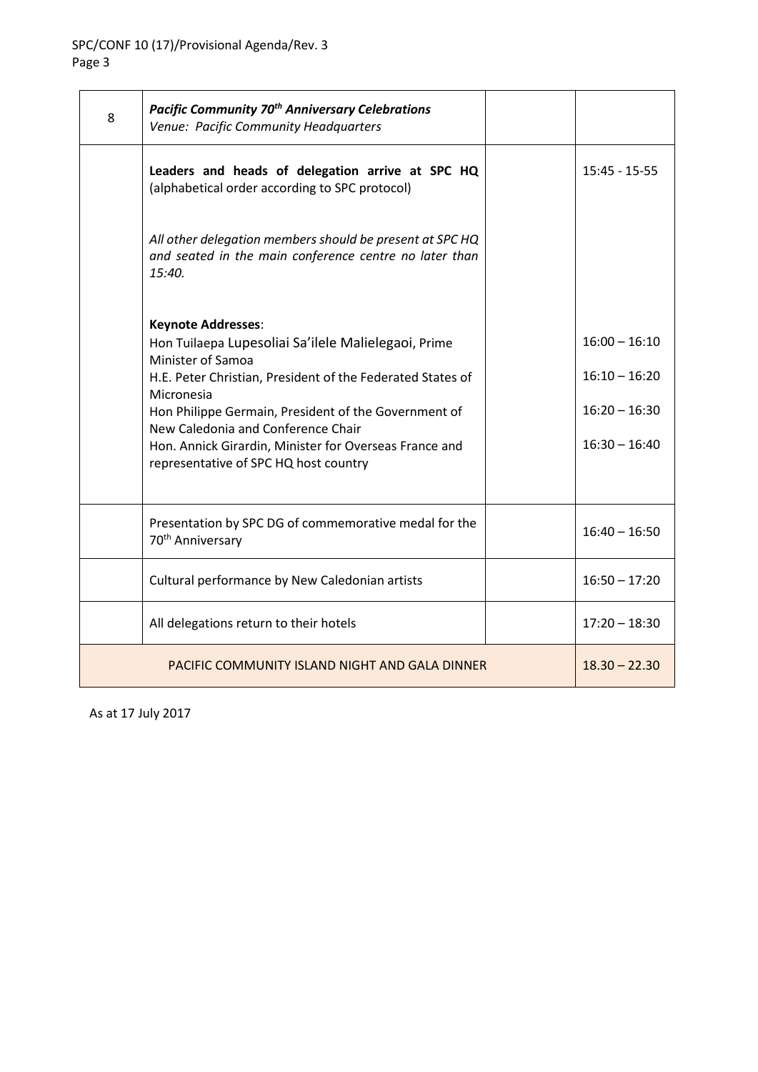| | | | |
|---|---|---|---|
| 8 | ***Pacific Community 70th Anniversary Celebrations***<br>*Venue: Pacific Community Headquarters* | | |
| | **Leaders and heads of delegation arrive at SPC HQ** (alphabetical order according to SPC protocol)<br><br>*All other delegation members should be present at SPC HQ and seated in the main conference centre no later than 15:40.* | | 15:45 - 15-55 |
| | **Keynote Addresses**:<br>Hon Tuilaepa Lupesoliai Sa'ilele Malielegaoi, Prime Minister of Samoa<br>H.E. Peter Christian, President of the Federated States of Micronesia<br>Hon Philippe Germain, President of the Government of New Caledonia and Conference Chair<br>Hon. Annick Girardin, Minister for Overseas France and representative of SPC HQ host country | | 16:00 – 16:10<br>16:10 – 16:20<br>16:20 – 16:30<br>16:30 – 16:40 |
| | Presentation by SPC DG of commemorative medal for the 70th Anniversary | | 16:40 – 16:50 |
| | Cultural performance by New Caledonian artists | | 16:50 – 17:20 |
| | All delegations return to their hotels | | 17:20 – 18:30 |
| PACIFIC COMMUNITY ISLAND NIGHT AND GALA DINNER | | | 18.30 – 22.30 |

As at 17 July 2017